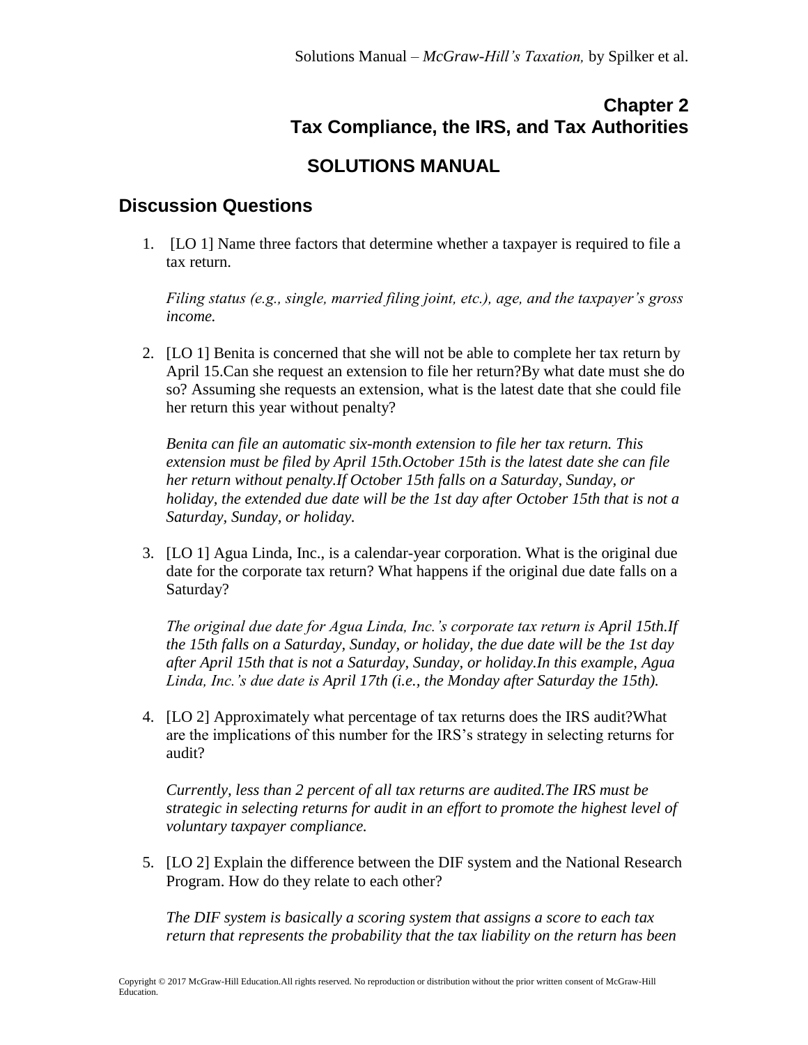# Chapter 2
# Tax Compliance, the IRS, and Tax Authorities

## SOLUTIONS MANUAL

## Discussion Questions

1. [LO 1] Name three factors that determine whether a taxpayer is required to file a tax return.

   *Filing status (e.g., single, married filing joint, etc.), age, and the taxpayer's gross income.*

2. [LO 1] Benita is concerned that she will not be able to complete her tax return by April 15.Can she request an extension to file her return?By what date must she do so? Assuming she requests an extension, what is the latest date that she could file her return this year without penalty?

   *Benita can file an automatic six-month extension to file her tax return. This extension must be filed by April 15th.October 15th is the latest date she can file her return without penalty.If October 15th falls on a Saturday, Sunday, or holiday, the extended due date will be the 1st day after October 15th that is not a Saturday, Sunday, or holiday.*

3. [LO 1] Agua Linda, Inc., is a calendar-year corporation. What is the original due date for the corporate tax return? What happens if the original due date falls on a Saturday?

   *The original due date for Agua Linda, Inc.'s corporate tax return is April 15th.If the 15th falls on a Saturday, Sunday, or holiday, the due date will be the 1st day after April 15th that is not a Saturday, Sunday, or holiday.In this example, Agua Linda, Inc.'s due date is April 17th (i.e., the Monday after Saturday the 15th).*

4. [LO 2] Approximately what percentage of tax returns does the IRS audit?What are the implications of this number for the IRS's strategy in selecting returns for audit?

   *Currently, less than 2 percent of all tax returns are audited.The IRS must be strategic in selecting returns for audit in an effort to promote the highest level of voluntary taxpayer compliance.*

5. [LO 2] Explain the difference between the DIF system and the National Research Program. How do they relate to each other?

   *The DIF system is basically a scoring system that assigns a score to each tax return that represents the probability that the tax liability on the return has been*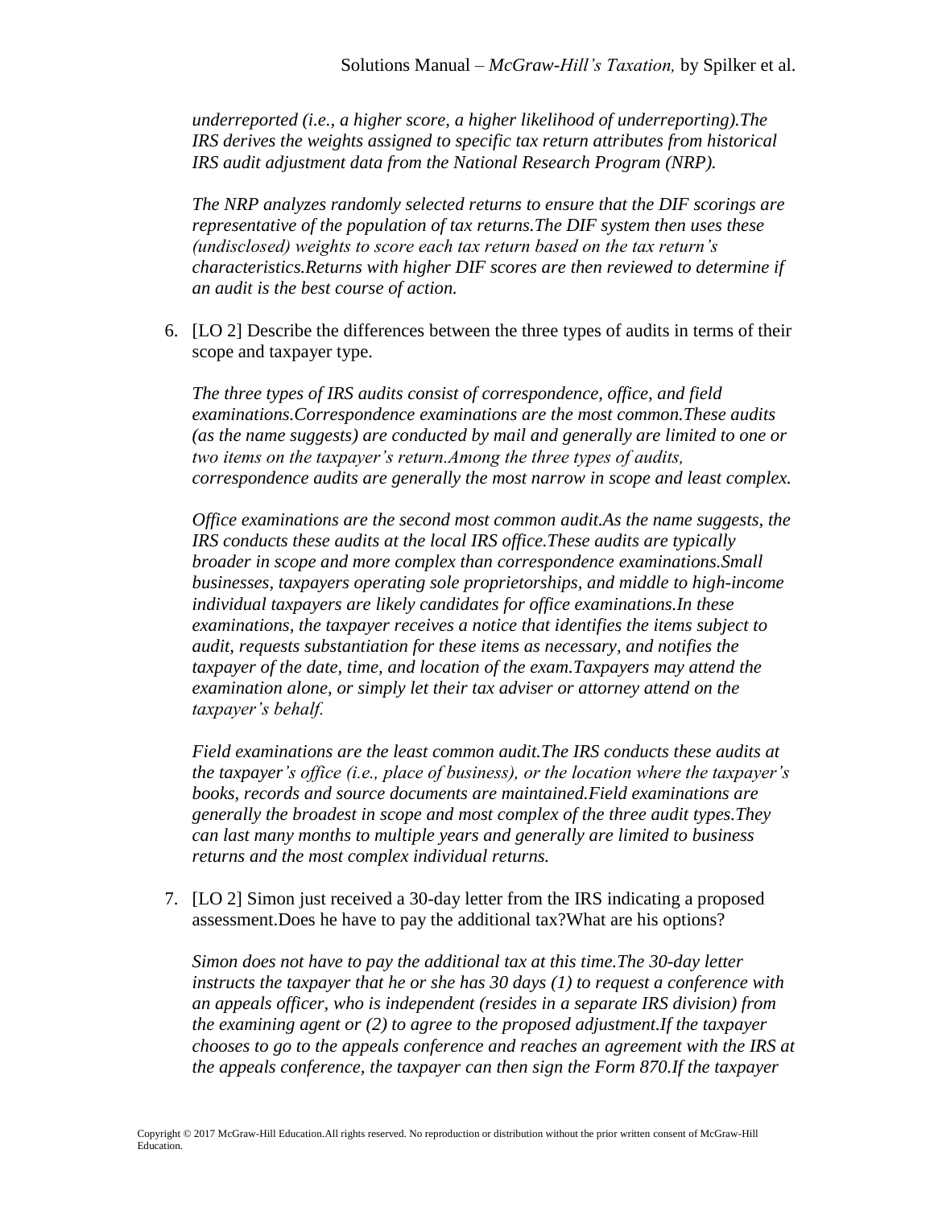*underreported (i.e., a higher score, a higher likelihood of underreporting).The IRS derives the weights assigned to specific tax return attributes from historical IRS audit adjustment data from the National Research Program (NRP).*

*The NRP analyzes randomly selected returns to ensure that the DIF scorings are representative of the population of tax returns.The DIF system then uses these (undisclosed) weights to score each tax return based on the tax return's characteristics.Returns with higher DIF scores are then reviewed to determine if an audit is the best course of action.*

6. [LO 2] Describe the differences between the three types of audits in terms of their scope and taxpayer type.

   *The three types of IRS audits consist of correspondence, office, and field examinations.Correspondence examinations are the most common.These audits (as the name suggests) are conducted by mail and generally are limited to one or two items on the taxpayer's return.Among the three types of audits, correspondence audits are generally the most narrow in scope and least complex.*

   *Office examinations are the second most common audit.As the name suggests, the IRS conducts these audits at the local IRS office.These audits are typically broader in scope and more complex than correspondence examinations.Small businesses, taxpayers operating sole proprietorships, and middle to high-income individual taxpayers are likely candidates for office examinations.In these examinations, the taxpayer receives a notice that identifies the items subject to audit, requests substantiation for these items as necessary, and notifies the taxpayer of the date, time, and location of the exam.Taxpayers may attend the examination alone, or simply let their tax adviser or attorney attend on the taxpayer's behalf.*

   *Field examinations are the least common audit.The IRS conducts these audits at the taxpayer's office (i.e., place of business), or the location where the taxpayer's books, records and source documents are maintained.Field examinations are generally the broadest in scope and most complex of the three audit types.They can last many months to multiple years and generally are limited to business returns and the most complex individual returns.*

7. [LO 2] Simon just received a 30-day letter from the IRS indicating a proposed assessment.Does he have to pay the additional tax?What are his options?

   *Simon does not have to pay the additional tax at this time.The 30-day letter instructs the taxpayer that he or she has 30 days (1) to request a conference with an appeals officer, who is independent (resides in a separate IRS division) from the examining agent or (2) to agree to the proposed adjustment.If the taxpayer chooses to go to the appeals conference and reaches an agreement with the IRS at the appeals conference, the taxpayer can then sign the Form 870.If the taxpayer*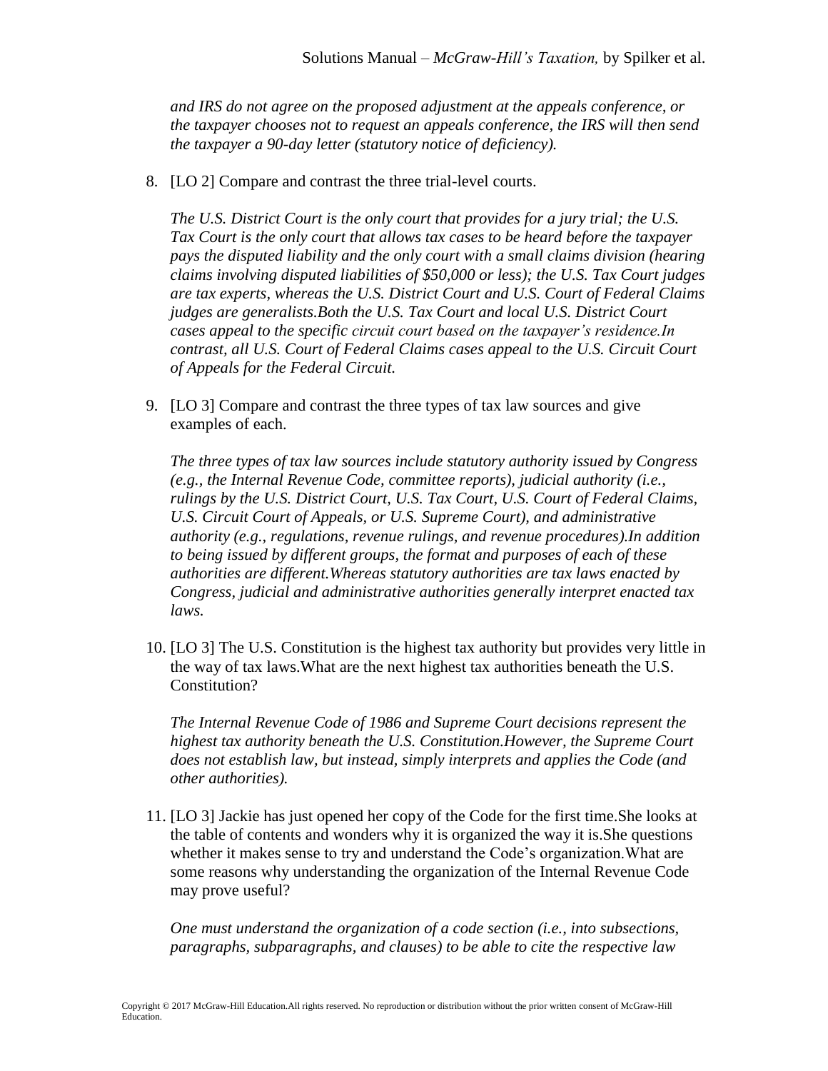*and IRS do not agree on the proposed adjustment at the appeals conference, or the taxpayer chooses not to request an appeals conference, the IRS will then send the taxpayer a 90-day letter (statutory notice of deficiency).*

8. [LO 2] Compare and contrast the three trial-level courts.

   *The U.S. District Court is the only court that provides for a jury trial; the U.S. Tax Court is the only court that allows tax cases to be heard before the taxpayer pays the disputed liability and the only court with a small claims division (hearing claims involving disputed liabilities of $50,000 or less); the U.S. Tax Court judges are tax experts, whereas the U.S. District Court and U.S. Court of Federal Claims judges are generalists.Both the U.S. Tax Court and local U.S. District Court cases appeal to the specific circuit court based on the taxpayer's residence.In contrast, all U.S. Court of Federal Claims cases appeal to the U.S. Circuit Court of Appeals for the Federal Circuit.*

9. [LO 3] Compare and contrast the three types of tax law sources and give examples of each.

   *The three types of tax law sources include statutory authority issued by Congress (e.g., the Internal Revenue Code, committee reports), judicial authority (i.e., rulings by the U.S. District Court, U.S. Tax Court, U.S. Court of Federal Claims, U.S. Circuit Court of Appeals, or U.S. Supreme Court), and administrative authority (e.g., regulations, revenue rulings, and revenue procedures).In addition to being issued by different groups, the format and purposes of each of these authorities are different.Whereas statutory authorities are tax laws enacted by Congress, judicial and administrative authorities generally interpret enacted tax laws.*

10. [LO 3] The U.S. Constitution is the highest tax authority but provides very little in the way of tax laws.What are the next highest tax authorities beneath the U.S. Constitution?

    *The Internal Revenue Code of 1986 and Supreme Court decisions represent the highest tax authority beneath the U.S. Constitution.However, the Supreme Court does not establish law, but instead, simply interprets and applies the Code (and other authorities).*

11. [LO 3] Jackie has just opened her copy of the Code for the first time.She looks at the table of contents and wonders why it is organized the way it is.She questions whether it makes sense to try and understand the Code's organization.What are some reasons why understanding the organization of the Internal Revenue Code may prove useful?

    *One must understand the organization of a code section (i.e., into subsections, paragraphs, subparagraphs, and clauses) to be able to cite the respective law*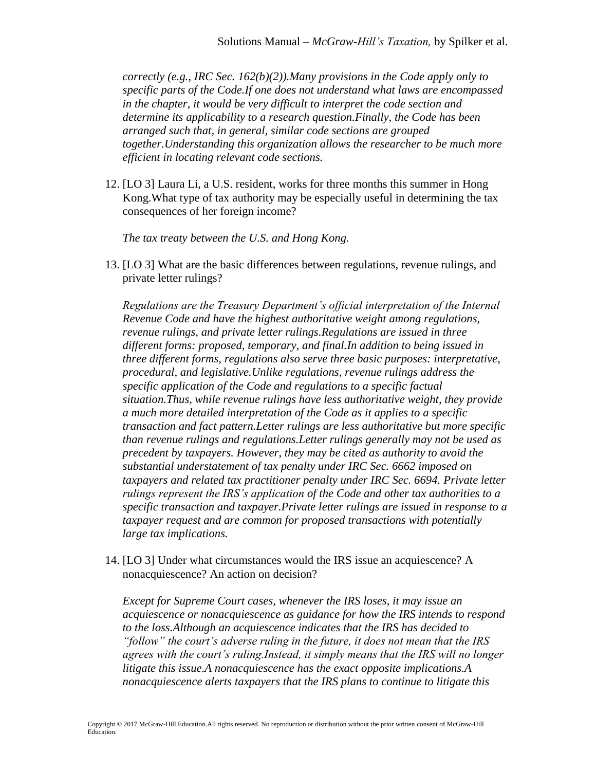*correctly (e.g., IRC Sec. 162(b)(2)).Many provisions in the Code apply only to specific parts of the Code.If one does not understand what laws are encompassed in the chapter, it would be very difficult to interpret the code section and determine its applicability to a research question.Finally, the Code has been arranged such that, in general, similar code sections are grouped together.Understanding this organization allows the researcher to be much more efficient in locating relevant code sections.*

12. [LO 3] Laura Li, a U.S. resident, works for three months this summer in Hong Kong.What type of tax authority may be especially useful in determining the tax consequences of her foreign income?

    *The tax treaty between the U.S. and Hong Kong.*

13. [LO 3] What are the basic differences between regulations, revenue rulings, and private letter rulings?

    *Regulations are the Treasury Department's official interpretation of the Internal Revenue Code and have the highest authoritative weight among regulations, revenue rulings, and private letter rulings.Regulations are issued in three different forms: proposed, temporary, and final.In addition to being issued in three different forms, regulations also serve three basic purposes: interpretative, procedural, and legislative.Unlike regulations, revenue rulings address the specific application of the Code and regulations to a specific factual situation.Thus, while revenue rulings have less authoritative weight, they provide a much more detailed interpretation of the Code as it applies to a specific transaction and fact pattern.Letter rulings are less authoritative but more specific than revenue rulings and regulations.Letter rulings generally may not be used as precedent by taxpayers. However, they may be cited as authority to avoid the substantial understatement of tax penalty under IRC Sec. 6662 imposed on taxpayers and related tax practitioner penalty under IRC Sec. 6694. Private letter rulings represent the IRS's application of the Code and other tax authorities to a specific transaction and taxpayer.Private letter rulings are issued in response to a taxpayer request and are common for proposed transactions with potentially large tax implications.*

14. [LO 3] Under what circumstances would the IRS issue an acquiescence? A nonacquiescence? An action on decision?

    *Except for Supreme Court cases, whenever the IRS loses, it may issue an acquiescence or nonacquiescence as guidance for how the IRS intends to respond to the loss.Although an acquiescence indicates that the IRS has decided to "follow" the court's adverse ruling in the future, it does not mean that the IRS agrees with the court's ruling.Instead, it simply means that the IRS will no longer litigate this issue.A nonacquiescence has the exact opposite implications.A nonacquiescence alerts taxpayers that the IRS plans to continue to litigate this*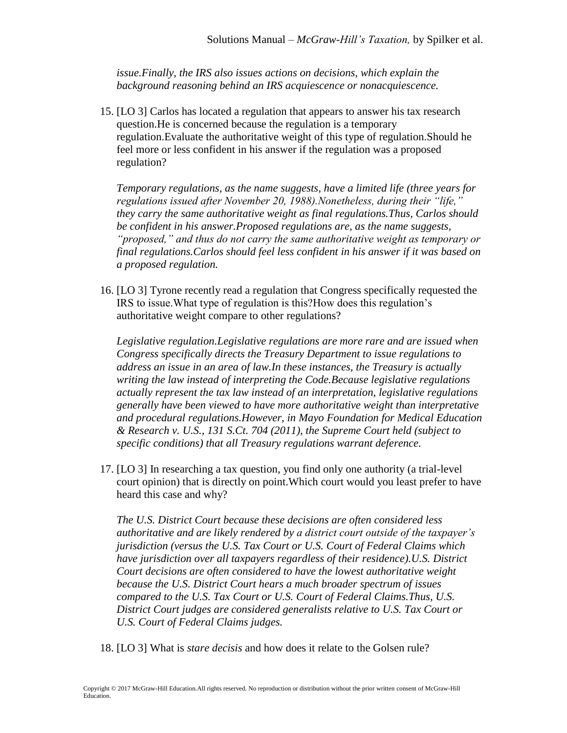*issue.Finally, the IRS also issues actions on decisions, which explain the background reasoning behind an IRS acquiescence or nonacquiescence.*

15. [LO 3] Carlos has located a regulation that appears to answer his tax research question.He is concerned because the regulation is a temporary regulation.Evaluate the authoritative weight of this type of regulation.Should he feel more or less confident in his answer if the regulation was a proposed regulation?

    *Temporary regulations, as the name suggests, have a limited life (three years for regulations issued after November 20, 1988).Nonetheless, during their "life," they carry the same authoritative weight as final regulations.Thus, Carlos should be confident in his answer.Proposed regulations are, as the name suggests, "proposed," and thus do not carry the same authoritative weight as temporary or final regulations.Carlos should feel less confident in his answer if it was based on a proposed regulation.*

16. [LO 3] Tyrone recently read a regulation that Congress specifically requested the IRS to issue.What type of regulation is this?How does this regulation's authoritative weight compare to other regulations?

    *Legislative regulation.Legislative regulations are more rare and are issued when Congress specifically directs the Treasury Department to issue regulations to address an issue in an area of law.In these instances, the Treasury is actually writing the law instead of interpreting the Code.Because legislative regulations actually represent the tax law instead of an interpretation, legislative regulations generally have been viewed to have more authoritative weight than interpretative and procedural regulations.However, in Mayo Foundation for Medical Education & Research v. U.S., 131 S.Ct. 704 (2011), the Supreme Court held (subject to specific conditions) that all Treasury regulations warrant deference.*

17. [LO 3] In researching a tax question, you find only one authority (a trial-level court opinion) that is directly on point.Which court would you least prefer to have heard this case and why?

    *The U.S. District Court because these decisions are often considered less authoritative and are likely rendered by a district court outside of the taxpayer's jurisdiction (versus the U.S. Tax Court or U.S. Court of Federal Claims which have jurisdiction over all taxpayers regardless of their residence).U.S. District Court decisions are often considered to have the lowest authoritative weight because the U.S. District Court hears a much broader spectrum of issues compared to the U.S. Tax Court or U.S. Court of Federal Claims.Thus, U.S. District Court judges are considered generalists relative to U.S. Tax Court or U.S. Court of Federal Claims judges.*

18. [LO 3] What is *stare decisis* and how does it relate to the Golsen rule?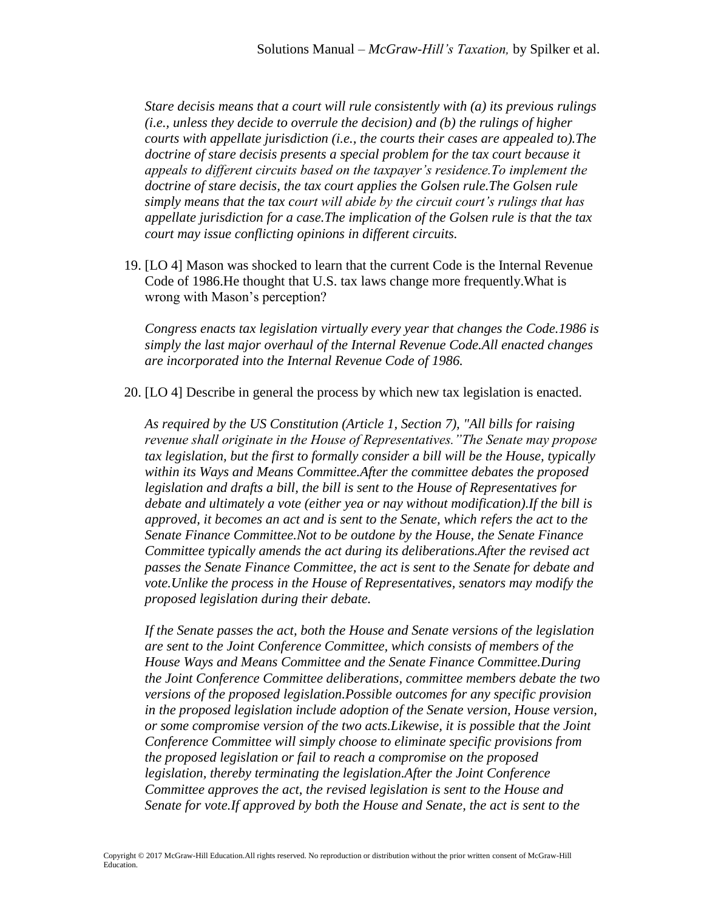*Stare decisis means that a court will rule consistently with (a) its previous rulings (i.e., unless they decide to overrule the decision) and (b) the rulings of higher courts with appellate jurisdiction (i.e., the courts their cases are appealed to).The doctrine of stare decisis presents a special problem for the tax court because it appeals to different circuits based on the taxpayer's residence.To implement the doctrine of stare decisis, the tax court applies the Golsen rule.The Golsen rule simply means that the tax court will abide by the circuit court's rulings that has appellate jurisdiction for a case.The implication of the Golsen rule is that the tax court may issue conflicting opinions in different circuits.*

19. [LO 4] Mason was shocked to learn that the current Code is the Internal Revenue Code of 1986.He thought that U.S. tax laws change more frequently.What is wrong with Mason's perception?

    *Congress enacts tax legislation virtually every year that changes the Code.1986 is simply the last major overhaul of the Internal Revenue Code.All enacted changes are incorporated into the Internal Revenue Code of 1986.*

20. [LO 4] Describe in general the process by which new tax legislation is enacted.

    *As required by the US Constitution (Article 1, Section 7), "All bills for raising revenue shall originate in the House of Representatives."The Senate may propose tax legislation, but the first to formally consider a bill will be the House, typically within its Ways and Means Committee.After the committee debates the proposed legislation and drafts a bill, the bill is sent to the House of Representatives for debate and ultimately a vote (either yea or nay without modification).If the bill is approved, it becomes an act and is sent to the Senate, which refers the act to the Senate Finance Committee.Not to be outdone by the House, the Senate Finance Committee typically amends the act during its deliberations.After the revised act passes the Senate Finance Committee, the act is sent to the Senate for debate and vote.Unlike the process in the House of Representatives, senators may modify the proposed legislation during their debate.*

    *If the Senate passes the act, both the House and Senate versions of the legislation are sent to the Joint Conference Committee, which consists of members of the House Ways and Means Committee and the Senate Finance Committee.During the Joint Conference Committee deliberations, committee members debate the two versions of the proposed legislation.Possible outcomes for any specific provision in the proposed legislation include adoption of the Senate version, House version, or some compromise version of the two acts.Likewise, it is possible that the Joint Conference Committee will simply choose to eliminate specific provisions from the proposed legislation or fail to reach a compromise on the proposed legislation, thereby terminating the legislation.After the Joint Conference Committee approves the act, the revised legislation is sent to the House and Senate for vote.If approved by both the House and Senate, the act is sent to the*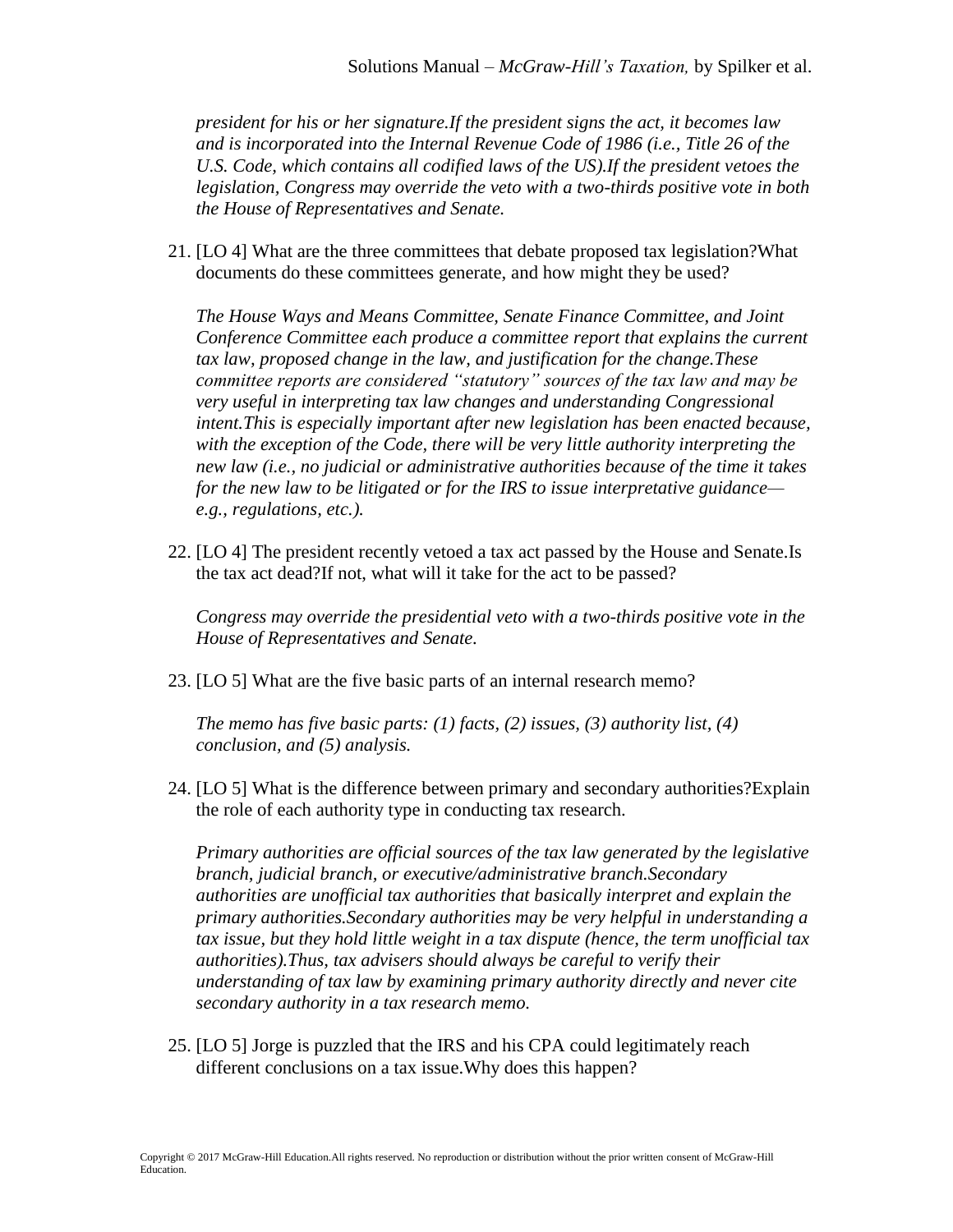*president for his or her signature.If the president signs the act, it becomes law and is incorporated into the Internal Revenue Code of 1986 (i.e., Title 26 of the U.S. Code, which contains all codified laws of the US).If the president vetoes the legislation, Congress may override the veto with a two-thirds positive vote in both the House of Representatives and Senate.*

21. [LO 4] What are the three committees that debate proposed tax legislation?What documents do these committees generate, and how might they be used?

    *The House Ways and Means Committee, Senate Finance Committee, and Joint Conference Committee each produce a committee report that explains the current tax law, proposed change in the law, and justification for the change.These committee reports are considered "statutory" sources of the tax law and may be very useful in interpreting tax law changes and understanding Congressional intent.This is especially important after new legislation has been enacted because, with the exception of the Code, there will be very little authority interpreting the new law (i.e., no judicial or administrative authorities because of the time it takes for the new law to be litigated or for the IRS to issue interpretative guidance—e.g., regulations, etc.).*

22. [LO 4] The president recently vetoed a tax act passed by the House and Senate.Is the tax act dead?If not, what will it take for the act to be passed?

    *Congress may override the presidential veto with a two-thirds positive vote in the House of Representatives and Senate.*

23. [LO 5] What are the five basic parts of an internal research memo?

    *The memo has five basic parts: (1) facts, (2) issues, (3) authority list, (4) conclusion, and (5) analysis.*

24. [LO 5] What is the difference between primary and secondary authorities?Explain the role of each authority type in conducting tax research.

    *Primary authorities are official sources of the tax law generated by the legislative branch, judicial branch, or executive/administrative branch.Secondary authorities are unofficial tax authorities that basically interpret and explain the primary authorities.Secondary authorities may be very helpful in understanding a tax issue, but they hold little weight in a tax dispute (hence, the term unofficial tax authorities).Thus, tax advisers should always be careful to verify their understanding of tax law by examining primary authority directly and never cite secondary authority in a tax research memo.*

25. [LO 5] Jorge is puzzled that the IRS and his CPA could legitimately reach different conclusions on a tax issue.Why does this happen?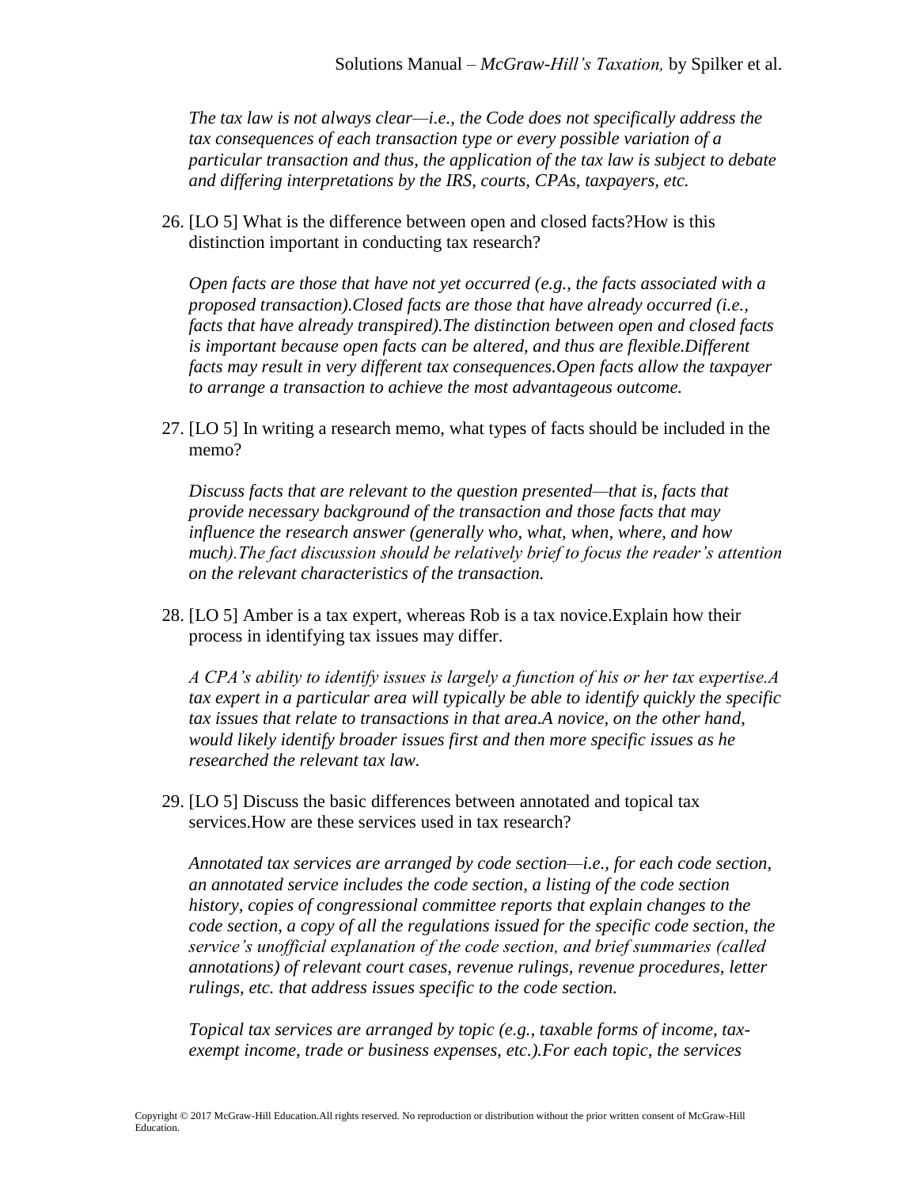*The tax law is not always clear—i.e., the Code does not specifically address the tax consequences of each transaction type or every possible variation of a particular transaction and thus, the application of the tax law is subject to debate and differing interpretations by the IRS, courts, CPAs, taxpayers, etc.*

26. [LO 5] What is the difference between open and closed facts?How is this distinction important in conducting tax research?

    *Open facts are those that have not yet occurred (e.g., the facts associated with a proposed transaction).Closed facts are those that have already occurred (i.e., facts that have already transpired).The distinction between open and closed facts is important because open facts can be altered, and thus are flexible.Different facts may result in very different tax consequences.Open facts allow the taxpayer to arrange a transaction to achieve the most advantageous outcome.*

27. [LO 5] In writing a research memo, what types of facts should be included in the memo?

    *Discuss facts that are relevant to the question presented—that is, facts that provide necessary background of the transaction and those facts that may influence the research answer (generally who, what, when, where, and how much).The fact discussion should be relatively brief to focus the reader's attention on the relevant characteristics of the transaction.*

28. [LO 5] Amber is a tax expert, whereas Rob is a tax novice.Explain how their process in identifying tax issues may differ.

    *A CPA's ability to identify issues is largely a function of his or her tax expertise.A tax expert in a particular area will typically be able to identify quickly the specific tax issues that relate to transactions in that area.A novice, on the other hand, would likely identify broader issues first and then more specific issues as he researched the relevant tax law.*

29. [LO 5] Discuss the basic differences between annotated and topical tax services.How are these services used in tax research?

    *Annotated tax services are arranged by code section—i.e., for each code section, an annotated service includes the code section, a listing of the code section history, copies of congressional committee reports that explain changes to the code section, a copy of all the regulations issued for the specific code section, the service's unofficial explanation of the code section, and brief summaries (called annotations) of relevant court cases, revenue rulings, revenue procedures, letter rulings, etc. that address issues specific to the code section.*

    *Topical tax services are arranged by topic (e.g., taxable forms of income, tax-exempt income, trade or business expenses, etc.).For each topic, the services*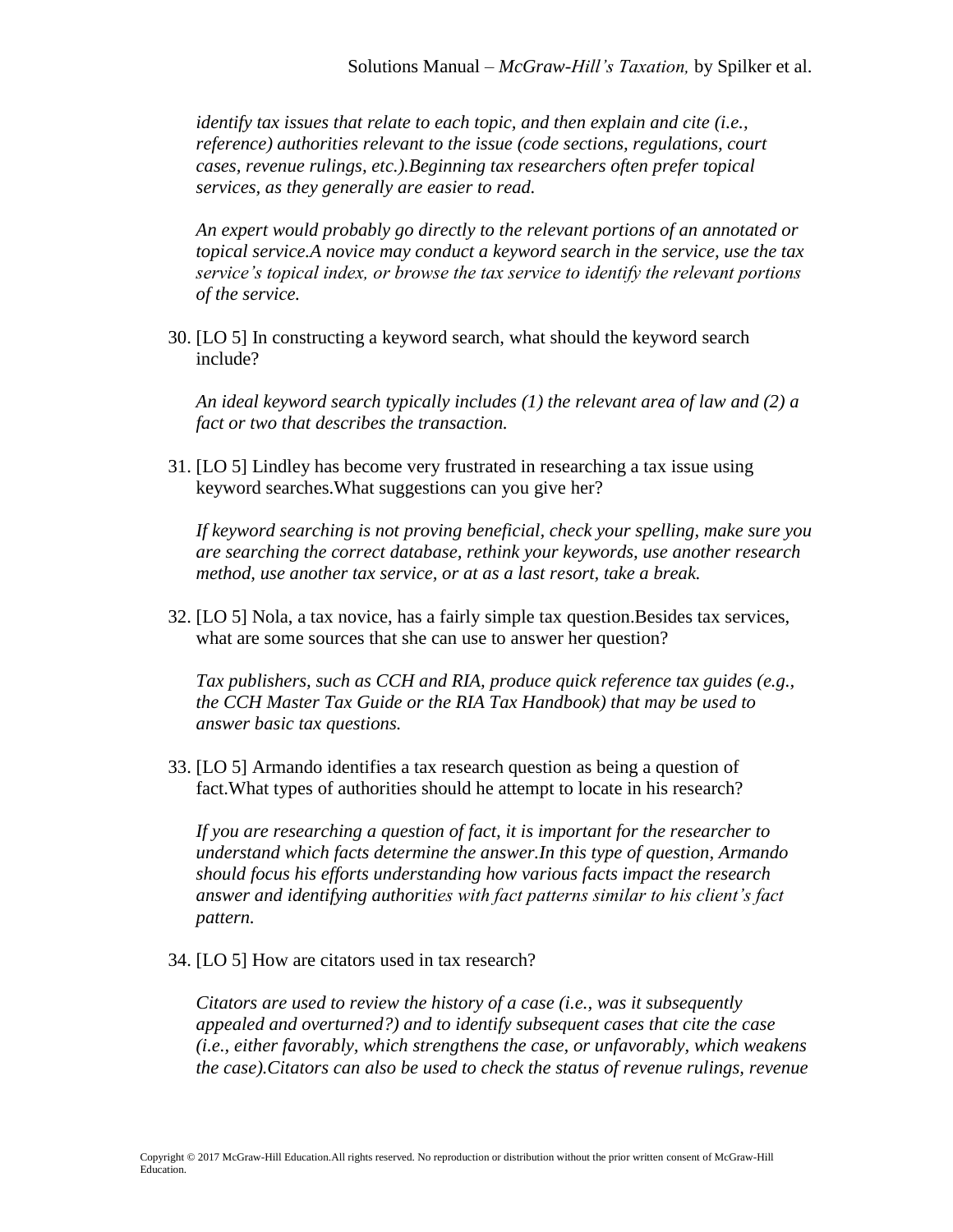*identify tax issues that relate to each topic, and then explain and cite (i.e., reference) authorities relevant to the issue (code sections, regulations, court cases, revenue rulings, etc.).Beginning tax researchers often prefer topical services, as they generally are easier to read.*

*An expert would probably go directly to the relevant portions of an annotated or topical service.A novice may conduct a keyword search in the service, use the tax service's topical index, or browse the tax service to identify the relevant portions of the service.*

30. [LO 5] In constructing a keyword search, what should the keyword search include?

    *An ideal keyword search typically includes (1) the relevant area of law and (2) a fact or two that describes the transaction.*

31. [LO 5] Lindley has become very frustrated in researching a tax issue using keyword searches.What suggestions can you give her?

    *If keyword searching is not proving beneficial, check your spelling, make sure you are searching the correct database, rethink your keywords, use another research method, use another tax service, or at as a last resort, take a break.*

32. [LO 5] Nola, a tax novice, has a fairly simple tax question.Besides tax services, what are some sources that she can use to answer her question?

    *Tax publishers, such as CCH and RIA, produce quick reference tax guides (e.g., the CCH Master Tax Guide or the RIA Tax Handbook) that may be used to answer basic tax questions.*

33. [LO 5] Armando identifies a tax research question as being a question of fact.What types of authorities should he attempt to locate in his research?

    *If you are researching a question of fact, it is important for the researcher to understand which facts determine the answer.In this type of question, Armando should focus his efforts understanding how various facts impact the research answer and identifying authorities with fact patterns similar to his client's fact pattern.*

34. [LO 5] How are citators used in tax research?

    *Citators are used to review the history of a case (i.e., was it subsequently appealed and overturned?) and to identify subsequent cases that cite the case (i.e., either favorably, which strengthens the case, or unfavorably, which weakens the case).Citators can also be used to check the status of revenue rulings, revenue*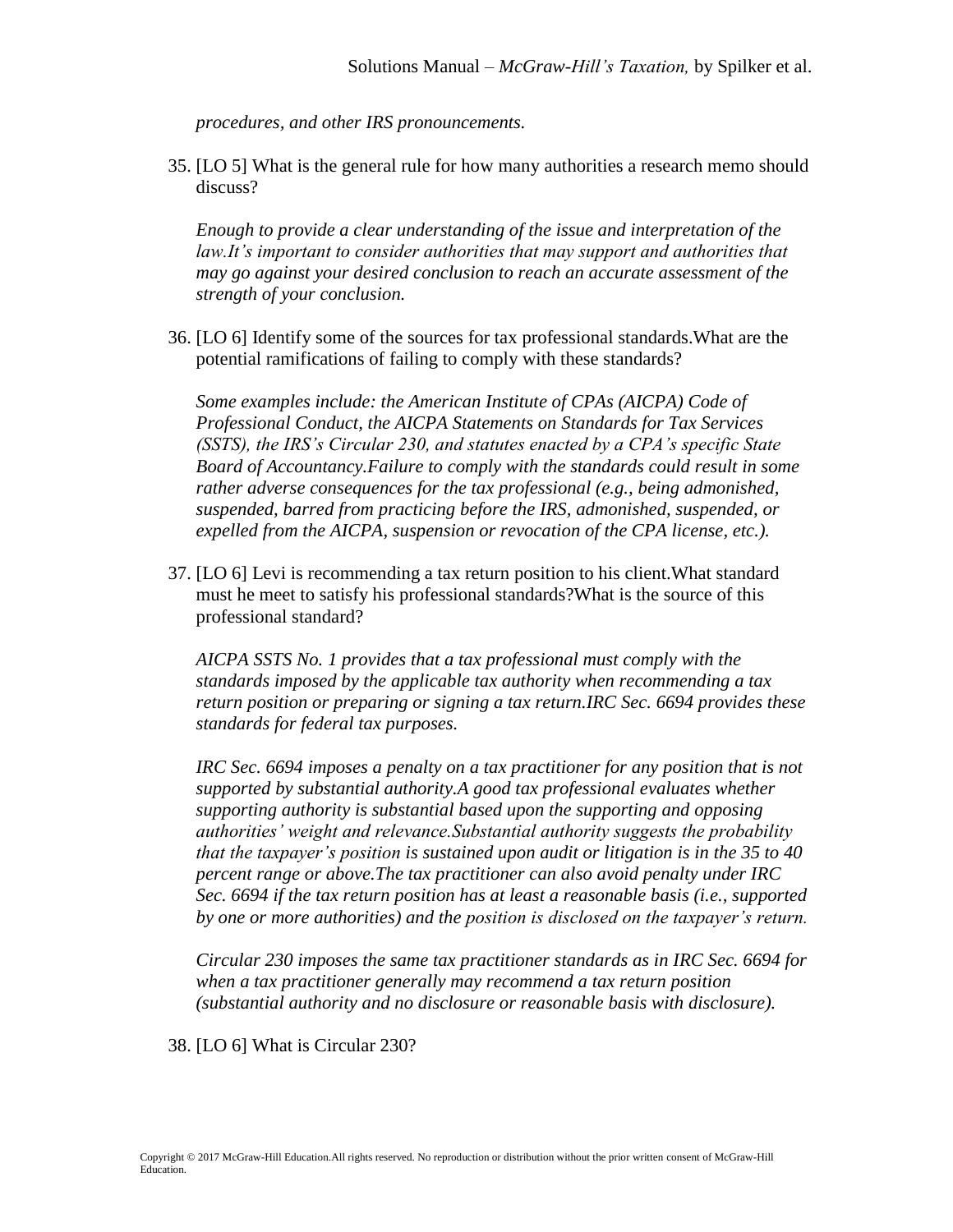*procedures, and other IRS pronouncements.*

35. [LO 5] What is the general rule for how many authorities a research memo should discuss?

    *Enough to provide a clear understanding of the issue and interpretation of the law.It's important to consider authorities that may support and authorities that may go against your desired conclusion to reach an accurate assessment of the strength of your conclusion.*

36. [LO 6] Identify some of the sources for tax professional standards.What are the potential ramifications of failing to comply with these standards?

    *Some examples include: the American Institute of CPAs (AICPA) Code of Professional Conduct, the AICPA Statements on Standards for Tax Services (SSTS), the IRS's Circular 230, and statutes enacted by a CPA's specific State Board of Accountancy.Failure to comply with the standards could result in some rather adverse consequences for the tax professional (e.g., being admonished, suspended, barred from practicing before the IRS, admonished, suspended, or expelled from the AICPA, suspension or revocation of the CPA license, etc.).*

37. [LO 6] Levi is recommending a tax return position to his client.What standard must he meet to satisfy his professional standards?What is the source of this professional standard?

    *AICPA SSTS No. 1 provides that a tax professional must comply with the standards imposed by the applicable tax authority when recommending a tax return position or preparing or signing a tax return.IRC Sec. 6694 provides these standards for federal tax purposes.*

    *IRC Sec. 6694 imposes a penalty on a tax practitioner for any position that is not supported by substantial authority.A good tax professional evaluates whether supporting authority is substantial based upon the supporting and opposing authorities' weight and relevance.Substantial authority suggests the probability that the taxpayer's position is sustained upon audit or litigation is in the 35 to 40 percent range or above.The tax practitioner can also avoid penalty under IRC Sec. 6694 if the tax return position has at least a reasonable basis (i.e., supported by one or more authorities) and the position is disclosed on the taxpayer's return.*

    *Circular 230 imposes the same tax practitioner standards as in IRC Sec. 6694 for when a tax practitioner generally may recommend a tax return position (substantial authority and no disclosure or reasonable basis with disclosure).*

38. [LO 6] What is Circular 230?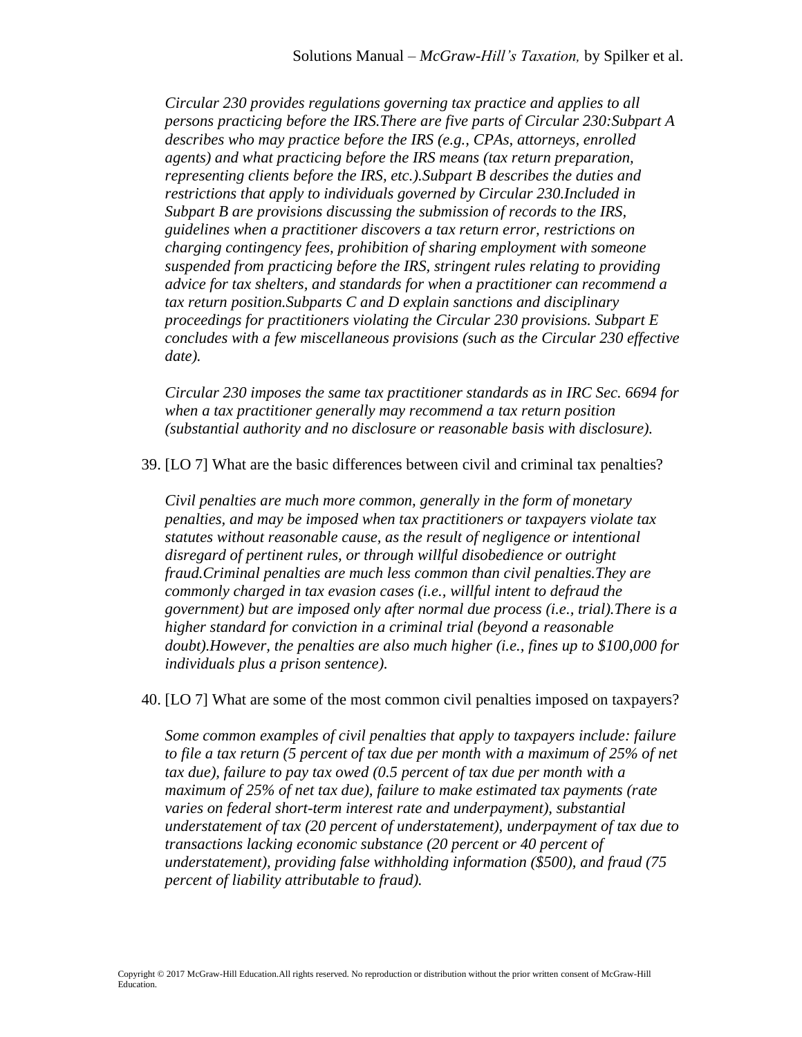*Circular 230 provides regulations governing tax practice and applies to all persons practicing before the IRS.There are five parts of Circular 230:Subpart A describes who may practice before the IRS (e.g., CPAs, attorneys, enrolled agents) and what practicing before the IRS means (tax return preparation, representing clients before the IRS, etc.).Subpart B describes the duties and restrictions that apply to individuals governed by Circular 230.Included in Subpart B are provisions discussing the submission of records to the IRS, guidelines when a practitioner discovers a tax return error, restrictions on charging contingency fees, prohibition of sharing employment with someone suspended from practicing before the IRS, stringent rules relating to providing advice for tax shelters, and standards for when a practitioner can recommend a tax return position.Subparts C and D explain sanctions and disciplinary proceedings for practitioners violating the Circular 230 provisions. Subpart E concludes with a few miscellaneous provisions (such as the Circular 230 effective date).*

*Circular 230 imposes the same tax practitioner standards as in IRC Sec. 6694 for when a tax practitioner generally may recommend a tax return position (substantial authority and no disclosure or reasonable basis with disclosure).*

39. [LO 7] What are the basic differences between civil and criminal tax penalties?

    *Civil penalties are much more common, generally in the form of monetary penalties, and may be imposed when tax practitioners or taxpayers violate tax statutes without reasonable cause, as the result of negligence or intentional disregard of pertinent rules, or through willful disobedience or outright fraud.Criminal penalties are much less common than civil penalties.They are commonly charged in tax evasion cases (i.e., willful intent to defraud the government) but are imposed only after normal due process (i.e., trial).There is a higher standard for conviction in a criminal trial (beyond a reasonable doubt).However, the penalties are also much higher (i.e., fines up to $100,000 for individuals plus a prison sentence).*

40. [LO 7] What are some of the most common civil penalties imposed on taxpayers?

    *Some common examples of civil penalties that apply to taxpayers include: failure to file a tax return (5 percent of tax due per month with a maximum of 25% of net tax due), failure to pay tax owed (0.5 percent of tax due per month with a maximum of 25% of net tax due), failure to make estimated tax payments (rate varies on federal short-term interest rate and underpayment), substantial understatement of tax (20 percent of understatement), underpayment of tax due to transactions lacking economic substance (20 percent or 40 percent of understatement), providing false withholding information ($500), and fraud (75 percent of liability attributable to fraud).*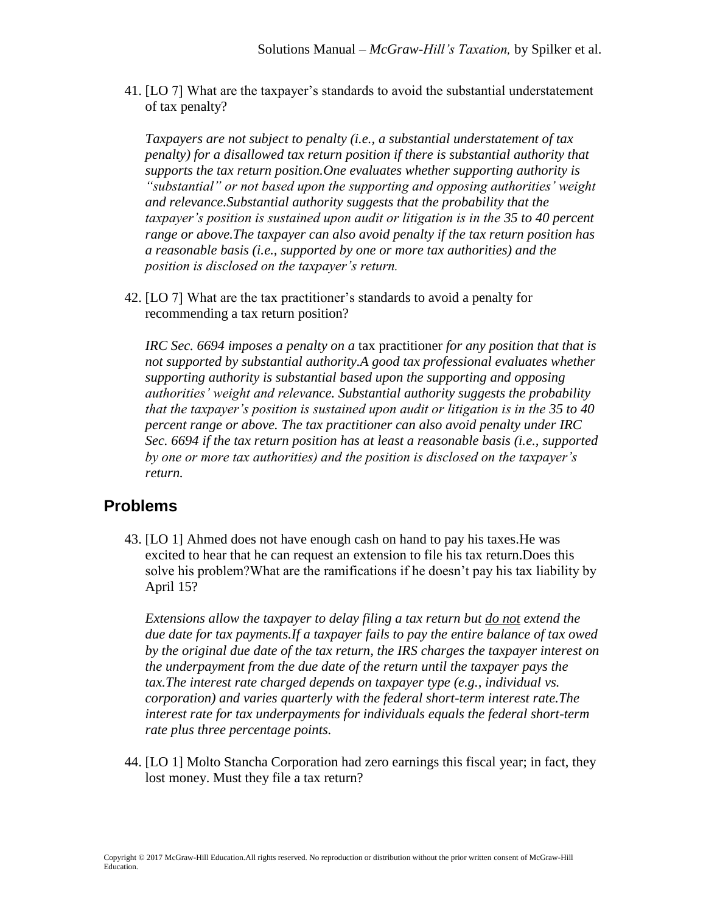41. [LO 7] What are the taxpayer's standards to avoid the substantial understatement of tax penalty?

    *Taxpayers are not subject to penalty (i.e., a substantial understatement of tax penalty) for a disallowed tax return position if there is substantial authority that supports the tax return position.One evaluates whether supporting authority is "substantial" or not based upon the supporting and opposing authorities' weight and relevance.Substantial authority suggests that the probability that the taxpayer's position is sustained upon audit or litigation is in the 35 to 40 percent range or above.The taxpayer can also avoid penalty if the tax return position has a reasonable basis (i.e., supported by one or more tax authorities) and the position is disclosed on the taxpayer's return.*

42. [LO 7] What are the tax practitioner's standards to avoid a penalty for recommending a tax return position?

    *IRC Sec. 6694 imposes a penalty on a* tax practitioner *for any position that that is not supported by substantial authority.A good tax professional evaluates whether supporting authority is substantial based upon the supporting and opposing authorities' weight and relevance. Substantial authority suggests the probability that the taxpayer's position is sustained upon audit or litigation is in the 35 to 40 percent range or above. The tax practitioner can also avoid penalty under IRC Sec. 6694 if the tax return position has at least a reasonable basis (i.e., supported by one or more tax authorities) and the position is disclosed on the taxpayer's return.*

## Problems

43. [LO 1] Ahmed does not have enough cash on hand to pay his taxes.He was excited to hear that he can request an extension to file his tax return.Does this solve his problem?What are the ramifications if he doesn't pay his tax liability by April 15?

    *Extensions allow the taxpayer to delay filing a tax return but <u>do not</u> extend the due date for tax payments.If a taxpayer fails to pay the entire balance of tax owed by the original due date of the tax return, the IRS charges the taxpayer interest on the underpayment from the due date of the return until the taxpayer pays the tax.The interest rate charged depends on taxpayer type (e.g., individual vs. corporation) and varies quarterly with the federal short-term interest rate.The interest rate for tax underpayments for individuals equals the federal short-term rate plus three percentage points.*

44. [LO 1] Molto Stancha Corporation had zero earnings this fiscal year; in fact, they lost money. Must they file a tax return?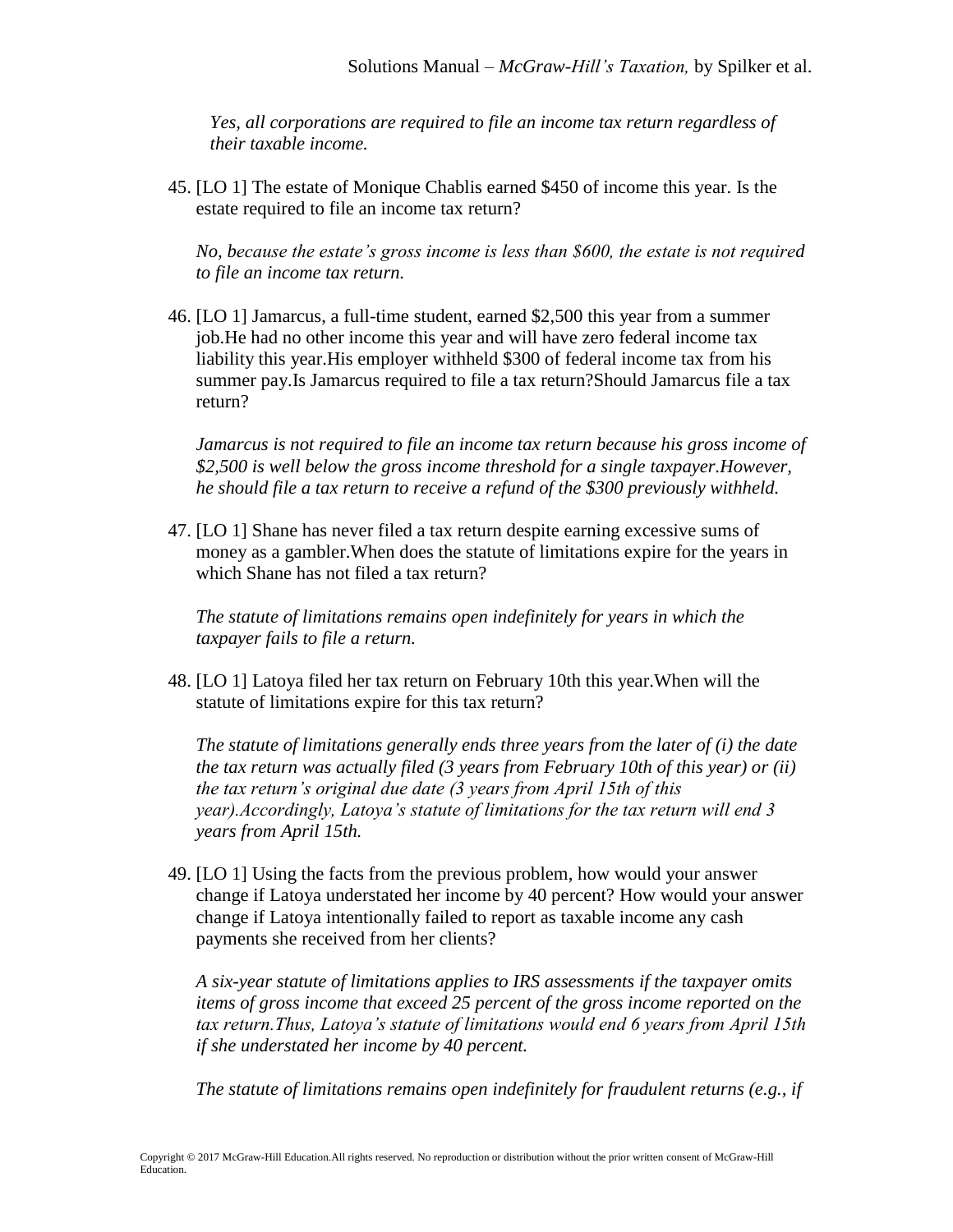*Yes, all corporations are required to file an income tax return regardless of their taxable income.*

45. [LO 1] The estate of Monique Chablis earned $450 of income this year. Is the estate required to file an income tax return?

    *No, because the estate's gross income is less than $600, the estate is not required to file an income tax return.*

46. [LO 1] Jamarcus, a full-time student, earned $2,500 this year from a summer job.He had no other income this year and will have zero federal income tax liability this year.His employer withheld $300 of federal income tax from his summer pay.Is Jamarcus required to file a tax return?Should Jamarcus file a tax return?

    *Jamarcus is not required to file an income tax return because his gross income of $2,500 is well below the gross income threshold for a single taxpayer.However, he should file a tax return to receive a refund of the $300 previously withheld.*

47. [LO 1] Shane has never filed a tax return despite earning excessive sums of money as a gambler.When does the statute of limitations expire for the years in which Shane has not filed a tax return?

    *The statute of limitations remains open indefinitely for years in which the taxpayer fails to file a return.*

48. [LO 1] Latoya filed her tax return on February 10th this year.When will the statute of limitations expire for this tax return?

    *The statute of limitations generally ends three years from the later of (i) the date the tax return was actually filed (3 years from February 10th of this year) or (ii) the tax return's original due date (3 years from April 15th of this year).Accordingly, Latoya's statute of limitations for the tax return will end 3 years from April 15th.*

49. [LO 1] Using the facts from the previous problem, how would your answer change if Latoya understated her income by 40 percent? How would your answer change if Latoya intentionally failed to report as taxable income any cash payments she received from her clients?

    *A six-year statute of limitations applies to IRS assessments if the taxpayer omits items of gross income that exceed 25 percent of the gross income reported on the tax return.Thus, Latoya's statute of limitations would end 6 years from April 15th if she understated her income by 40 percent.*

    *The statute of limitations remains open indefinitely for fraudulent returns (e.g., if*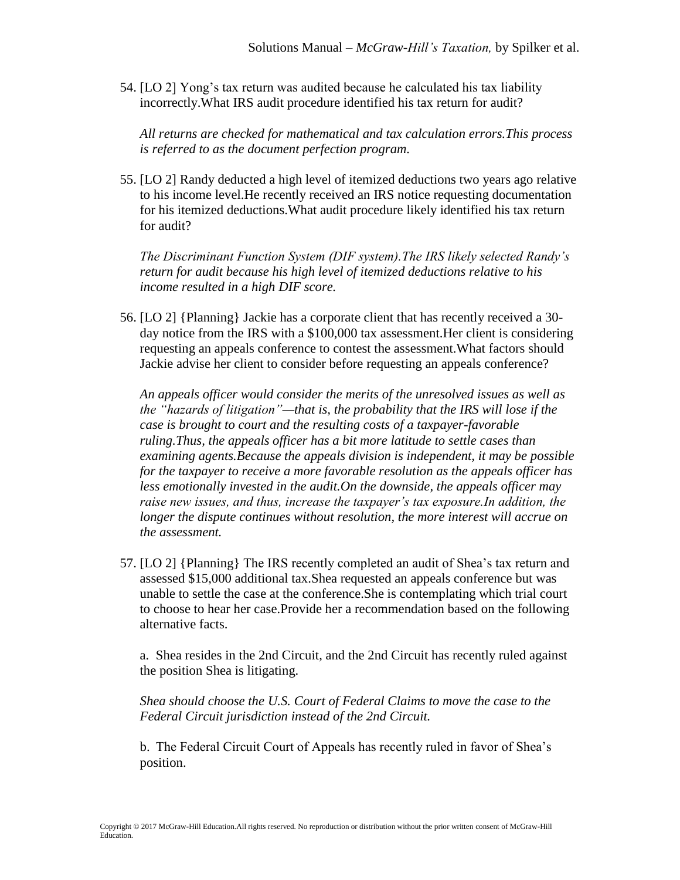54. [LO 2] Yong's tax return was audited because he calculated his tax liability incorrectly.What IRS audit procedure identified his tax return for audit?

    *All returns are checked for mathematical and tax calculation errors.This process is referred to as the document perfection program.*

55. [LO 2] Randy deducted a high level of itemized deductions two years ago relative to his income level.He recently received an IRS notice requesting documentation for his itemized deductions.What audit procedure likely identified his tax return for audit?

    *The Discriminant Function System (DIF system).The IRS likely selected Randy's return for audit because his high level of itemized deductions relative to his income resulted in a high DIF score.*

56. [LO 2] {Planning} Jackie has a corporate client that has recently received a 30-day notice from the IRS with a $100,000 tax assessment.Her client is considering requesting an appeals conference to contest the assessment.What factors should Jackie advise her client to consider before requesting an appeals conference?

    *An appeals officer would consider the merits of the unresolved issues as well as the "hazards of litigation"—that is, the probability that the IRS will lose if the case is brought to court and the resulting costs of a taxpayer-favorable ruling.Thus, the appeals officer has a bit more latitude to settle cases than examining agents.Because the appeals division is independent, it may be possible for the taxpayer to receive a more favorable resolution as the appeals officer has less emotionally invested in the audit.On the downside, the appeals officer may raise new issues, and thus, increase the taxpayer's tax exposure.In addition, the longer the dispute continues without resolution, the more interest will accrue on the assessment.*

57. [LO 2] {Planning} The IRS recently completed an audit of Shea's tax return and assessed $15,000 additional tax.Shea requested an appeals conference but was unable to settle the case at the conference.She is contemplating which trial court to choose to hear her case.Provide her a recommendation based on the following alternative facts.

    a. Shea resides in the 2nd Circuit, and the 2nd Circuit has recently ruled against the position Shea is litigating.

    *Shea should choose the U.S. Court of Federal Claims to move the case to the Federal Circuit jurisdiction instead of the 2nd Circuit.*

    b. The Federal Circuit Court of Appeals has recently ruled in favor of Shea's position.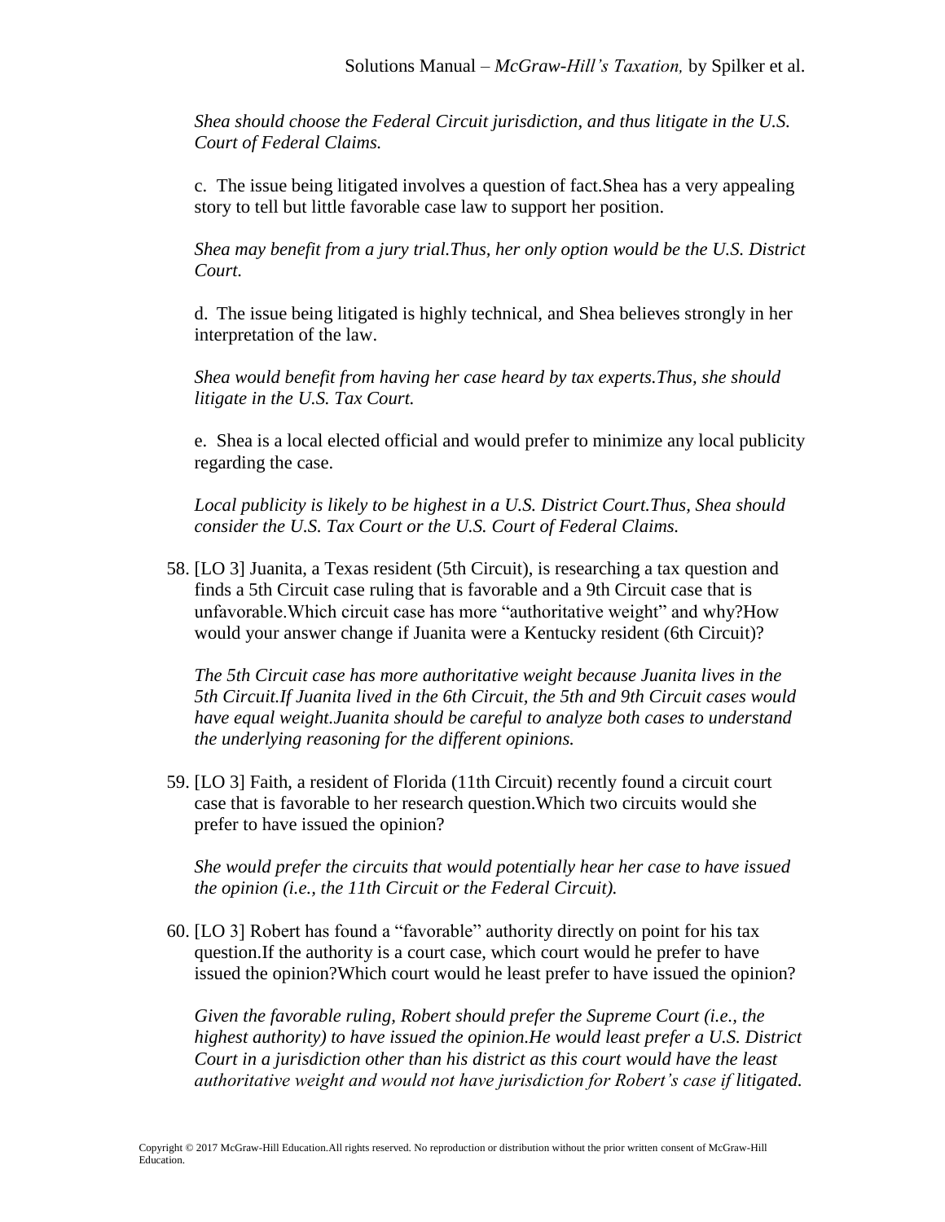*Shea should choose the Federal Circuit jurisdiction, and thus litigate in the U.S. Court of Federal Claims.*

c. The issue being litigated involves a question of fact.Shea has a very appealing story to tell but little favorable case law to support her position.

*Shea may benefit from a jury trial.Thus, her only option would be the U.S. District Court.*

d. The issue being litigated is highly technical, and Shea believes strongly in her interpretation of the law.

*Shea would benefit from having her case heard by tax experts.Thus, she should litigate in the U.S. Tax Court.*

e. Shea is a local elected official and would prefer to minimize any local publicity regarding the case.

*Local publicity is likely to be highest in a U.S. District Court.Thus, Shea should consider the U.S. Tax Court or the U.S. Court of Federal Claims.*

58. [LO 3] Juanita, a Texas resident (5th Circuit), is researching a tax question and finds a 5th Circuit case ruling that is favorable and a 9th Circuit case that is unfavorable.Which circuit case has more "authoritative weight" and why?How would your answer change if Juanita were a Kentucky resident (6th Circuit)?

    *The 5th Circuit case has more authoritative weight because Juanita lives in the 5th Circuit.If Juanita lived in the 6th Circuit, the 5th and 9th Circuit cases would have equal weight.Juanita should be careful to analyze both cases to understand the underlying reasoning for the different opinions.*

59. [LO 3] Faith, a resident of Florida (11th Circuit) recently found a circuit court case that is favorable to her research question.Which two circuits would she prefer to have issued the opinion?

    *She would prefer the circuits that would potentially hear her case to have issued the opinion (i.e., the 11th Circuit or the Federal Circuit).*

60. [LO 3] Robert has found a "favorable" authority directly on point for his tax question.If the authority is a court case, which court would he prefer to have issued the opinion?Which court would he least prefer to have issued the opinion?

    *Given the favorable ruling, Robert should prefer the Supreme Court (i.e., the highest authority) to have issued the opinion.He would least prefer a U.S. District Court in a jurisdiction other than his district as this court would have the least authoritative weight and would not have jurisdiction for Robert's case if litigated.*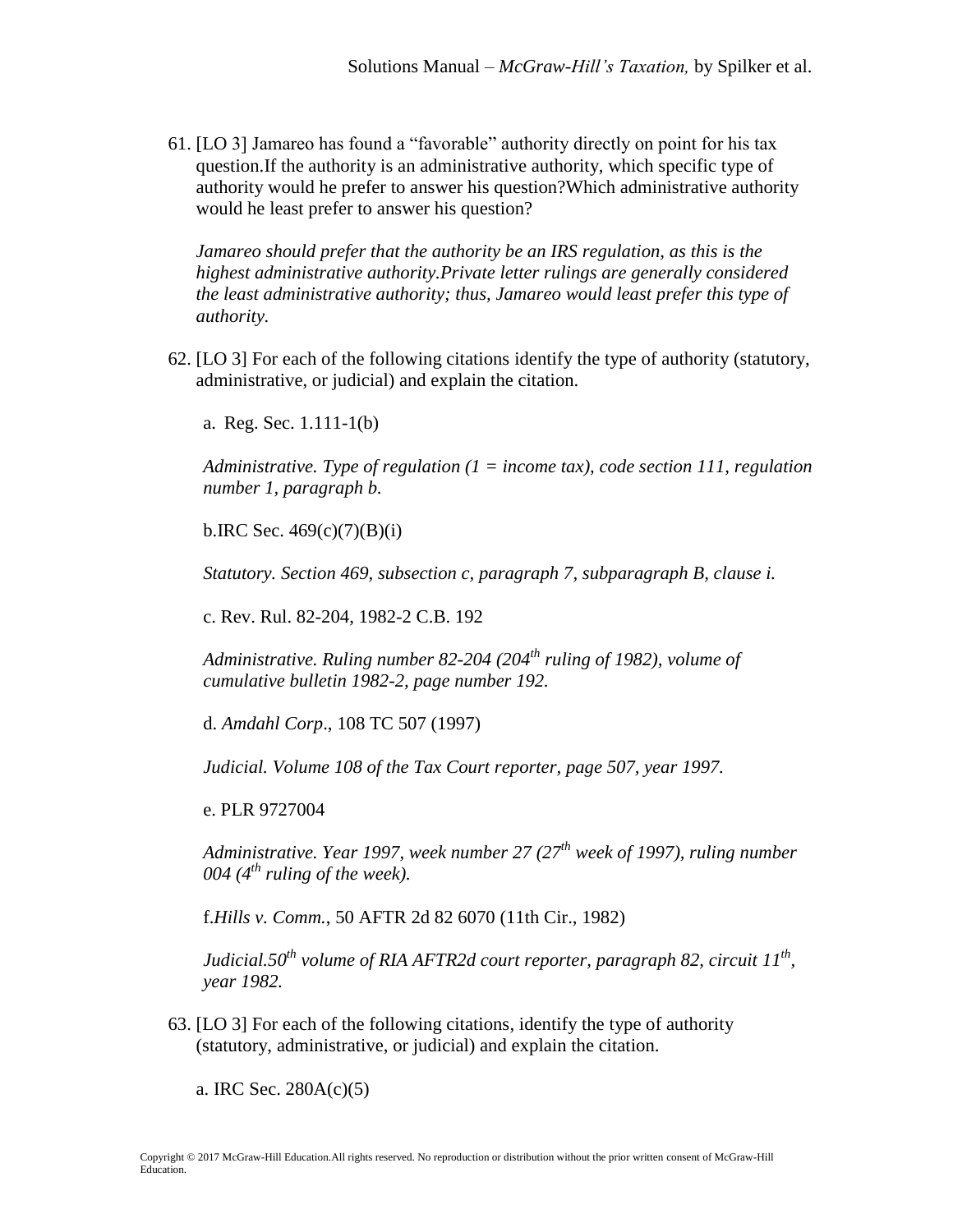61. [LO 3] Jamareo has found a "favorable" authority directly on point for his tax question.If the authority is an administrative authority, which specific type of authority would he prefer to answer his question?Which administrative authority would he least prefer to answer his question?

    *Jamareo should prefer that the authority be an IRS regulation, as this is the highest administrative authority.Private letter rulings are generally considered the least administrative authority; thus, Jamareo would least prefer this type of authority.*

62. [LO 3] For each of the following citations identify the type of authority (statutory, administrative, or judicial) and explain the citation.

    a. Reg. Sec. 1.111-1(b)

    *Administrative. Type of regulation (1 = income tax), code section 111, regulation number 1, paragraph b.*

    b.IRC Sec. 469(c)(7)(B)(i)

    *Statutory. Section 469, subsection c, paragraph 7, subparagraph B, clause i.*

    c. Rev. Rul. 82-204, 1982-2 C.B. 192

    *Administrative. Ruling number 82-204 (204th ruling of 1982), volume of cumulative bulletin 1982-2, page number 192.*

    d. *Amdahl Corp*., 108 TC 507 (1997)

    *Judicial. Volume 108 of the Tax Court reporter, page 507, year 1997.*

    e. PLR 9727004

    *Administrative. Year 1997, week number 27 (27th week of 1997), ruling number 004 (4th ruling of the week).*

    f.*Hills v. Comm.*, 50 AFTR 2d 82 6070 (11th Cir., 1982)

    *Judicial.50th volume of RIA AFTR2d court reporter, paragraph 82, circuit 11th, year 1982.*

63. [LO 3] For each of the following citations, identify the type of authority (statutory, administrative, or judicial) and explain the citation.

    a. IRC Sec. 280A(c)(5)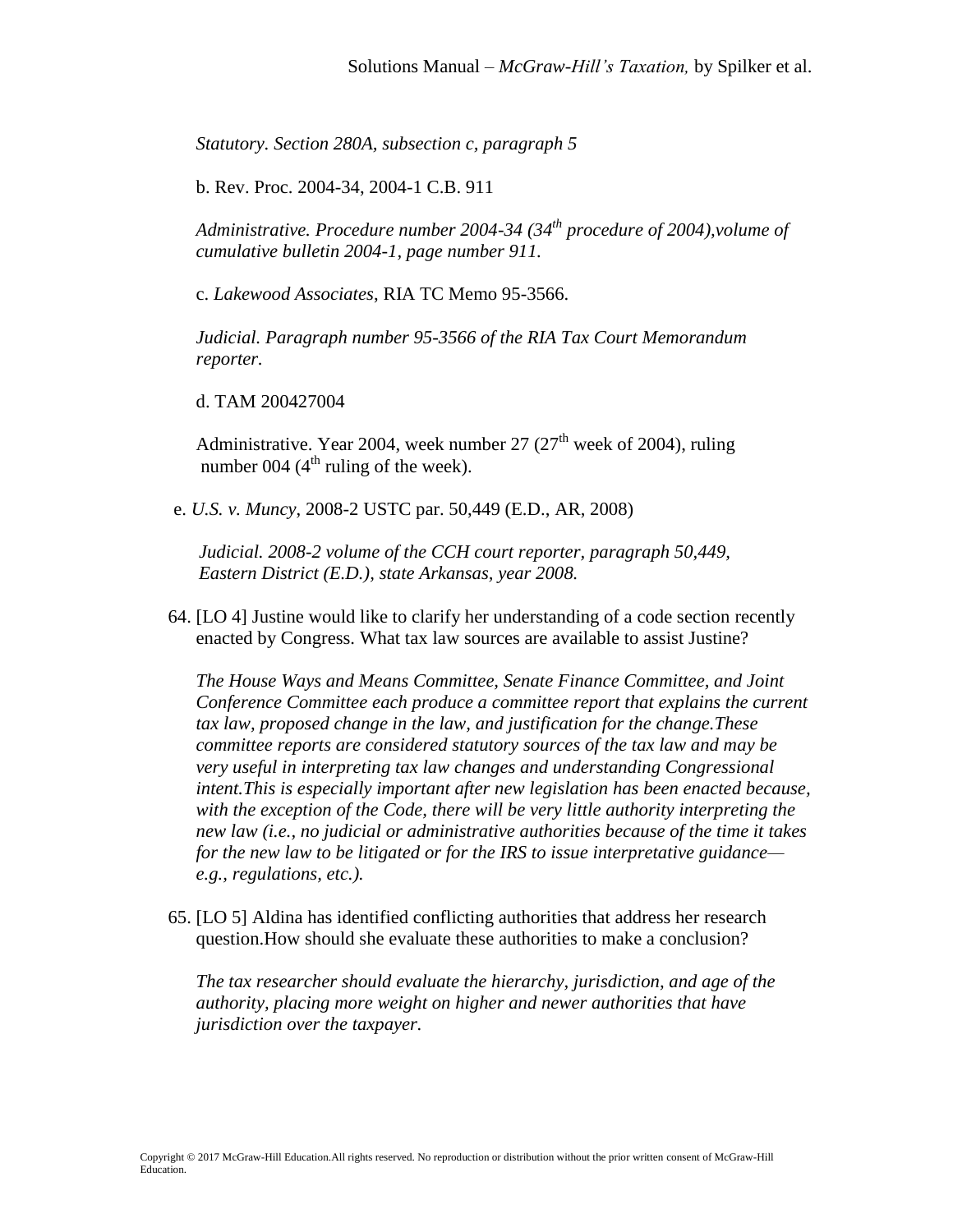*Statutory. Section 280A, subsection c, paragraph 5*

b. Rev. Proc. 2004-34, 2004-1 C.B. 911

*Administrative. Procedure number 2004-34 (34th procedure of 2004),volume of cumulative bulletin 2004-1, page number 911.*

c. *Lakewood Associates*, RIA TC Memo 95-3566.

*Judicial. Paragraph number 95-3566 of the RIA Tax Court Memorandum reporter.*

d. TAM 200427004

Administrative. Year 2004, week number 27 (27th week of 2004), ruling number 004 (4th ruling of the week).

e. *U.S. v. Muncy*, 2008-2 USTC par. 50,449 (E.D., AR, 2008)

*Judicial. 2008-2 volume of the CCH court reporter, paragraph 50,449, Eastern District (E.D.), state Arkansas, year 2008.*

64. [LO 4] Justine would like to clarify her understanding of a code section recently enacted by Congress. What tax law sources are available to assist Justine?

*The House Ways and Means Committee, Senate Finance Committee, and Joint Conference Committee each produce a committee report that explains the current tax law, proposed change in the law, and justification for the change.These committee reports are considered statutory sources of the tax law and may be very useful in interpreting tax law changes and understanding Congressional intent.This is especially important after new legislation has been enacted because, with the exception of the Code, there will be very little authority interpreting the new law (i.e., no judicial or administrative authorities because of the time it takes for the new law to be litigated or for the IRS to issue interpretative guidance—e.g., regulations, etc.).*

65. [LO 5] Aldina has identified conflicting authorities that address her research question.How should she evaluate these authorities to make a conclusion?

*The tax researcher should evaluate the hierarchy, jurisdiction, and age of the authority, placing more weight on higher and newer authorities that have jurisdiction over the taxpayer.*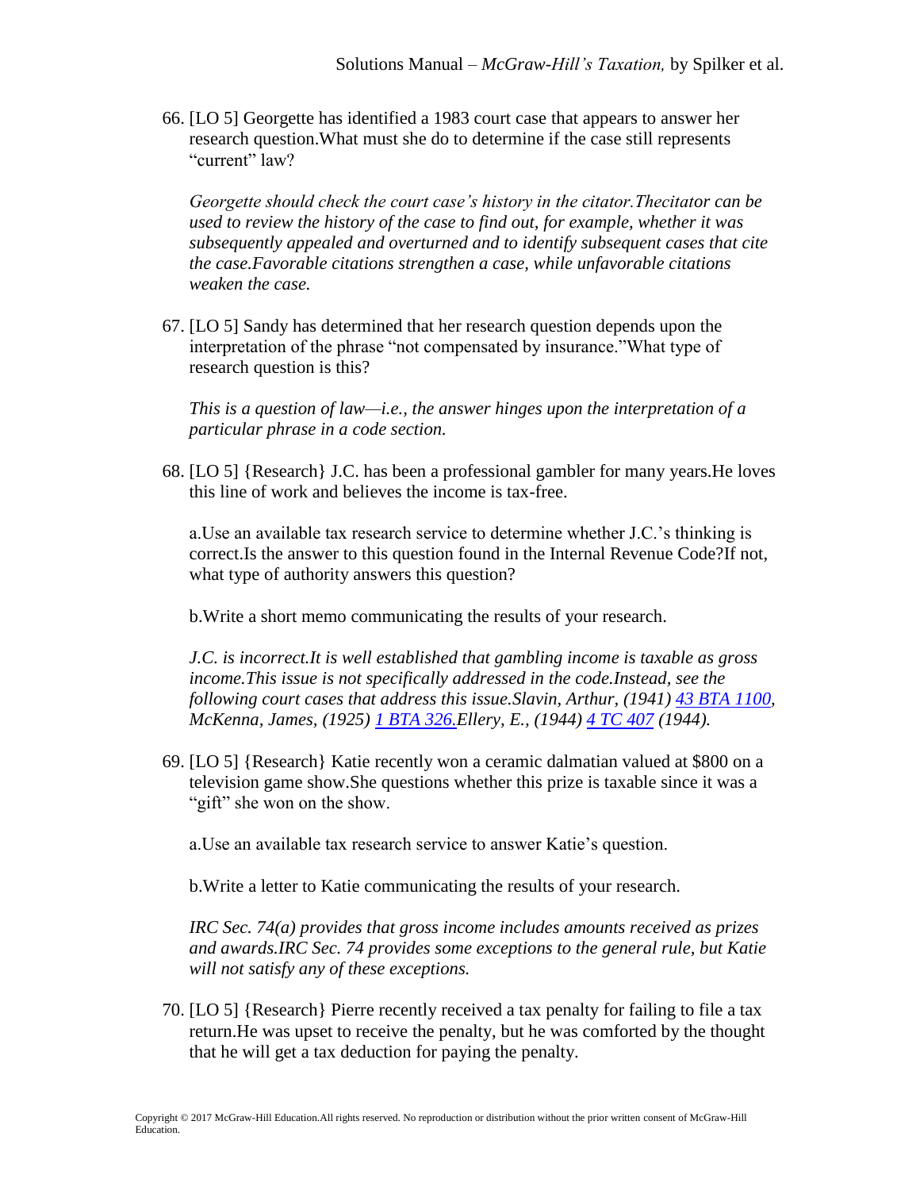66. [LO 5] Georgette has identified a 1983 court case that appears to answer her research question.What must she do to determine if the case still represents "current" law?

    *Georgette should check the court case's history in the citator.Thecitator can be used to review the history of the case to find out, for example, whether it was subsequently appealed and overturned and to identify subsequent cases that cite the case.Favorable citations strengthen a case, while unfavorable citations weaken the case.*

67. [LO 5] Sandy has determined that her research question depends upon the interpretation of the phrase "not compensated by insurance."What type of research question is this?

    *This is a question of law—i.e., the answer hinges upon the interpretation of a particular phrase in a code section.*

68. [LO 5] {Research} J.C. has been a professional gambler for many years.He loves this line of work and believes the income is tax-free.

    a.Use an available tax research service to determine whether J.C.'s thinking is correct.Is the answer to this question found in the Internal Revenue Code?If not, what type of authority answers this question?

    b.Write a short memo communicating the results of your research.

    *J.C. is incorrect.It is well established that gambling income is taxable as gross income.This issue is not specifically addressed in the code.Instead, see the following court cases that address this issue.Slavin, Arthur, (1941) 43 BTA 1100, McKenna, James, (1925) 1 BTA 326.Ellery, E., (1944) 4 TC 407 (1944).*

69. [LO 5] {Research} Katie recently won a ceramic dalmatian valued at $800 on a television game show.She questions whether this prize is taxable since it was a "gift" she won on the show.

    a.Use an available tax research service to answer Katie's question.

    b.Write a letter to Katie communicating the results of your research.

    *IRC Sec. 74(a) provides that gross income includes amounts received as prizes and awards.IRC Sec. 74 provides some exceptions to the general rule, but Katie will not satisfy any of these exceptions.*

70. [LO 5] {Research} Pierre recently received a tax penalty for failing to file a tax return.He was upset to receive the penalty, but he was comforted by the thought that he will get a tax deduction for paying the penalty.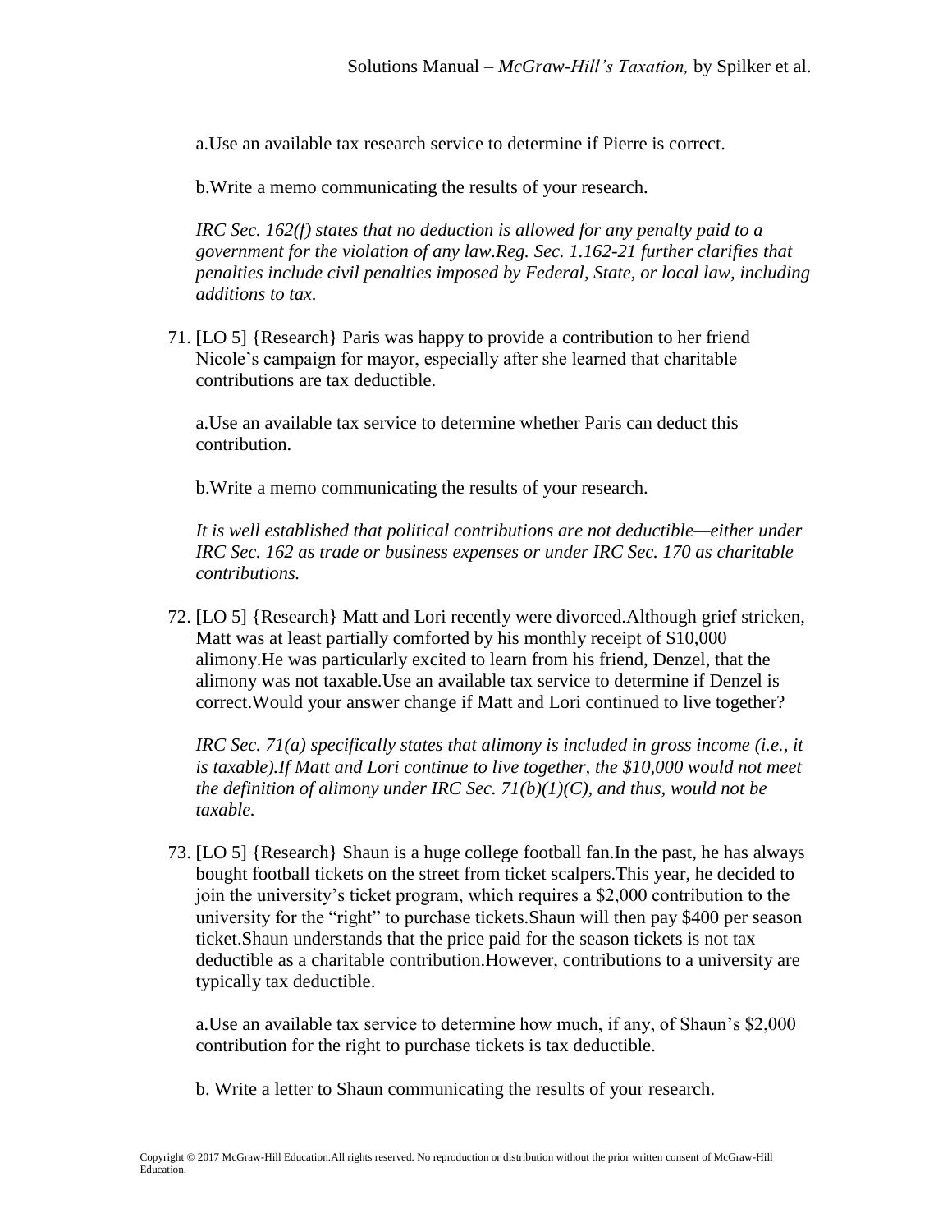a.Use an available tax research service to determine if Pierre is correct.

b.Write a memo communicating the results of your research.

*IRC Sec. 162(f) states that no deduction is allowed for any penalty paid to a government for the violation of any law.Reg. Sec. 1.162-21 further clarifies that penalties include civil penalties imposed by Federal, State, or local law, including additions to tax.*

71. [LO 5] {Research} Paris was happy to provide a contribution to her friend Nicole's campaign for mayor, especially after she learned that charitable contributions are tax deductible.

   a.Use an available tax service to determine whether Paris can deduct this contribution.

   b.Write a memo communicating the results of your research.

   *It is well established that political contributions are not deductible—either under IRC Sec. 162 as trade or business expenses or under IRC Sec. 170 as charitable contributions.*

72. [LO 5] {Research} Matt and Lori recently were divorced.Although grief stricken, Matt was at least partially comforted by his monthly receipt of $10,000 alimony.He was particularly excited to learn from his friend, Denzel, that the alimony was not taxable.Use an available tax service to determine if Denzel is correct.Would your answer change if Matt and Lori continued to live together?

   *IRC Sec. 71(a) specifically states that alimony is included in gross income (i.e., it is taxable).If Matt and Lori continue to live together, the $10,000 would not meet the definition of alimony under IRC Sec. 71(b)(1)(C), and thus, would not be taxable.*

73. [LO 5] {Research} Shaun is a huge college football fan.In the past, he has always bought football tickets on the street from ticket scalpers.This year, he decided to join the university's ticket program, which requires a $2,000 contribution to the university for the "right" to purchase tickets.Shaun will then pay $400 per season ticket.Shaun understands that the price paid for the season tickets is not tax deductible as a charitable contribution.However, contributions to a university are typically tax deductible.

   a.Use an available tax service to determine how much, if any, of Shaun's $2,000 contribution for the right to purchase tickets is tax deductible.

   b. Write a letter to Shaun communicating the results of your research.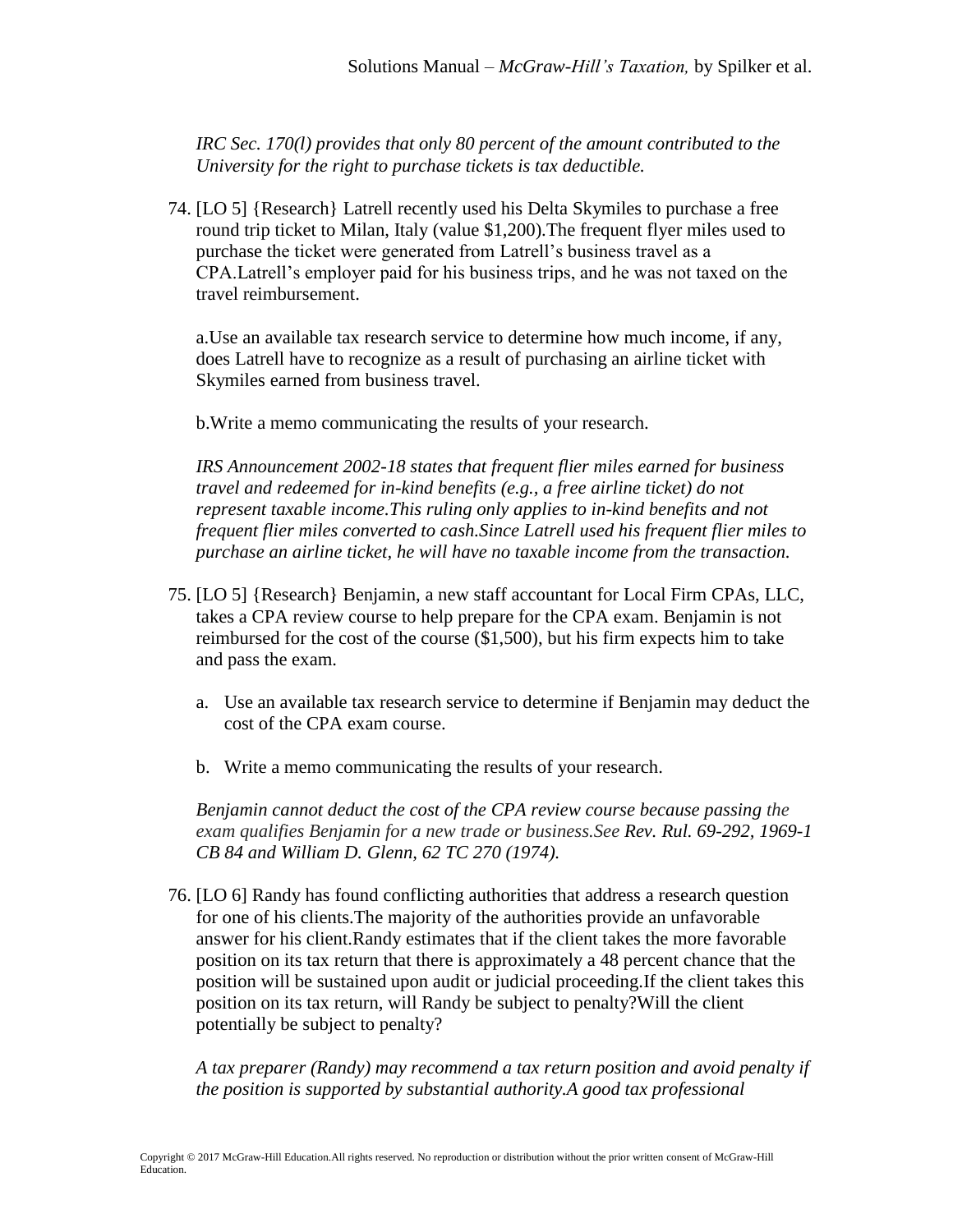*IRC Sec. 170(l) provides that only 80 percent of the amount contributed to the University for the right to purchase tickets is tax deductible.*

74. [LO 5] {Research} Latrell recently used his Delta Skymiles to purchase a free round trip ticket to Milan, Italy (value $1,200).The frequent flyer miles used to purchase the ticket were generated from Latrell's business travel as a CPA.Latrell's employer paid for his business trips, and he was not taxed on the travel reimbursement.

    a.Use an available tax research service to determine how much income, if any, does Latrell have to recognize as a result of purchasing an airline ticket with Skymiles earned from business travel.

    b.Write a memo communicating the results of your research.

    *IRS Announcement 2002-18 states that frequent flier miles earned for business travel and redeemed for in-kind benefits (e.g., a free airline ticket) do not represent taxable income.This ruling only applies to in-kind benefits and not frequent flier miles converted to cash.Since Latrell used his frequent flier miles to purchase an airline ticket, he will have no taxable income from the transaction.*

75. [LO 5] {Research} Benjamin, a new staff accountant for Local Firm CPAs, LLC, takes a CPA review course to help prepare for the CPA exam. Benjamin is not reimbursed for the cost of the course ($1,500), but his firm expects him to take and pass the exam.

    a. Use an available tax research service to determine if Benjamin may deduct the cost of the CPA exam course.

    b. Write a memo communicating the results of your research.

    *Benjamin cannot deduct the cost of the CPA review course because passing the exam qualifies Benjamin for a new trade or business.See Rev. Rul. 69-292, 1969-1 CB 84 and William D. Glenn, 62 TC 270 (1974).*

76. [LO 6] Randy has found conflicting authorities that address a research question for one of his clients.The majority of the authorities provide an unfavorable answer for his client.Randy estimates that if the client takes the more favorable position on its tax return that there is approximately a 48 percent chance that the position will be sustained upon audit or judicial proceeding.If the client takes this position on its tax return, will Randy be subject to penalty?Will the client potentially be subject to penalty?

    *A tax preparer (Randy) may recommend a tax return position and avoid penalty if the position is supported by substantial authority.A good tax professional*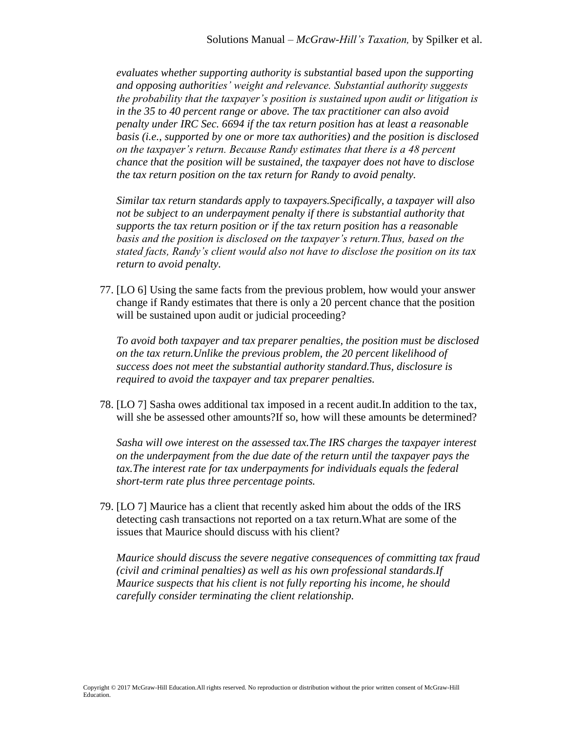*evaluates whether supporting authority is substantial based upon the supporting and opposing authorities' weight and relevance. Substantial authority suggests the probability that the taxpayer's position is sustained upon audit or litigation is in the 35 to 40 percent range or above. The tax practitioner can also avoid penalty under IRC Sec. 6694 if the tax return position has at least a reasonable basis (i.e., supported by one or more tax authorities) and the position is disclosed on the taxpayer's return. Because Randy estimates that there is a 48 percent chance that the position will be sustained, the taxpayer does not have to disclose the tax return position on the tax return for Randy to avoid penalty.*

*Similar tax return standards apply to taxpayers.Specifically, a taxpayer will also not be subject to an underpayment penalty if there is substantial authority that supports the tax return position or if the tax return position has a reasonable basis and the position is disclosed on the taxpayer's return.Thus, based on the stated facts, Randy's client would also not have to disclose the position on its tax return to avoid penalty.*

77. [LO 6] Using the same facts from the previous problem, how would your answer change if Randy estimates that there is only a 20 percent chance that the position will be sustained upon audit or judicial proceeding?

    *To avoid both taxpayer and tax preparer penalties, the position must be disclosed on the tax return.Unlike the previous problem, the 20 percent likelihood of success does not meet the substantial authority standard.Thus, disclosure is required to avoid the taxpayer and tax preparer penalties.*

78. [LO 7] Sasha owes additional tax imposed in a recent audit.In addition to the tax, will she be assessed other amounts?If so, how will these amounts be determined?

    *Sasha will owe interest on the assessed tax.The IRS charges the taxpayer interest on the underpayment from the due date of the return until the taxpayer pays the tax.The interest rate for tax underpayments for individuals equals the federal short-term rate plus three percentage points.*

79. [LO 7] Maurice has a client that recently asked him about the odds of the IRS detecting cash transactions not reported on a tax return.What are some of the issues that Maurice should discuss with his client?

    *Maurice should discuss the severe negative consequences of committing tax fraud (civil and criminal penalties) as well as his own professional standards.If Maurice suspects that his client is not fully reporting his income, he should carefully consider terminating the client relationship.*